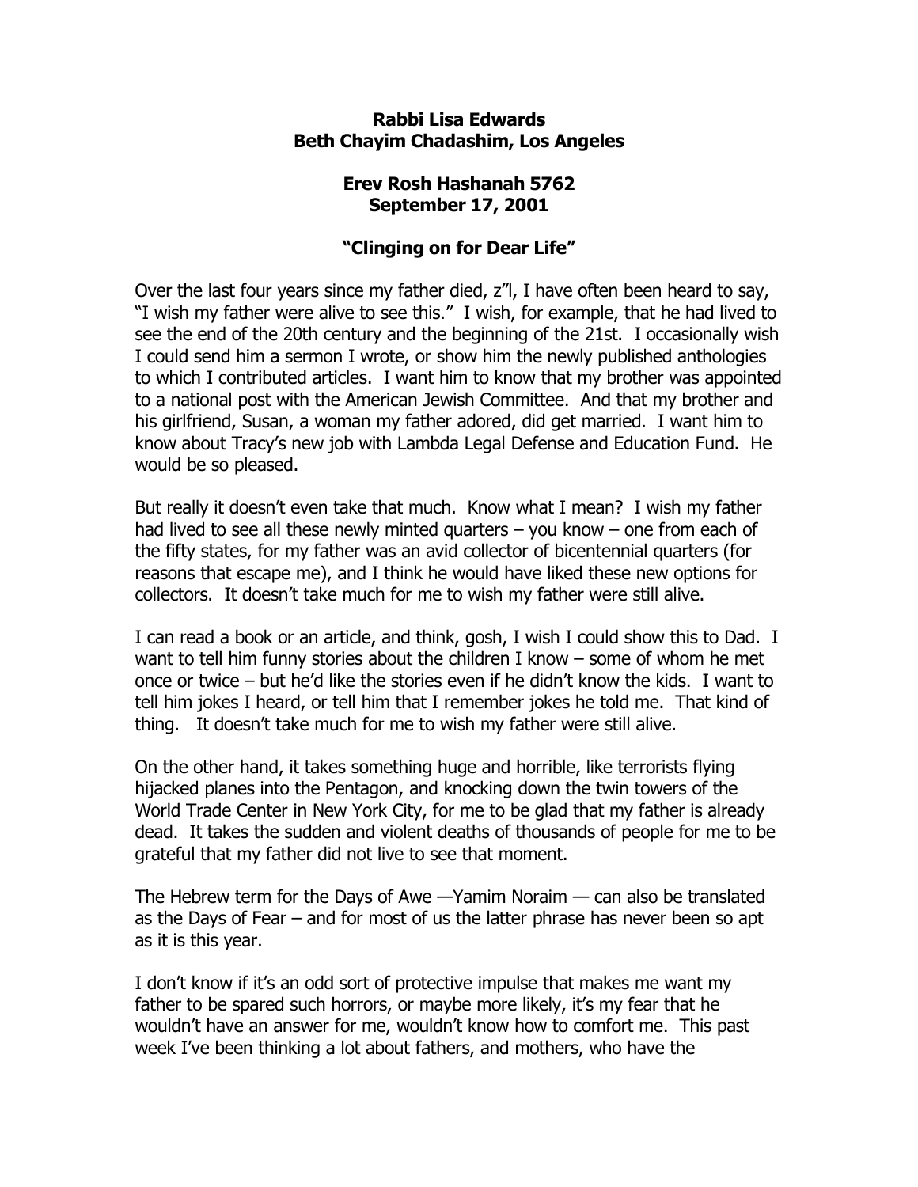**Rabbi Lisa Edwards**
**Beth Chayim Chadashim, Los Angeles**

**Erev Rosh Hashanah 5762**
**September 17, 2001**

## "Clinging on for Dear Life"

Over the last four years since my father died, z"l, I have often been heard to say, "I wish my father were alive to see this." I wish, for example, that he had lived to see the end of the 20th century and the beginning of the 21st. I occasionally wish I could send him a sermon I wrote, or show him the newly published anthologies to which I contributed articles. I want him to know that my brother was appointed to a national post with the American Jewish Committee. And that my brother and his girlfriend, Susan, a woman my father adored, did get married. I want him to know about Tracy's new job with Lambda Legal Defense and Education Fund. He would be so pleased.

But really it doesn't even take that much. Know what I mean? I wish my father had lived to see all these newly minted quarters – you know – one from each of the fifty states, for my father was an avid collector of bicentennial quarters (for reasons that escape me), and I think he would have liked these new options for collectors. It doesn't take much for me to wish my father were still alive.

I can read a book or an article, and think, gosh, I wish I could show this to Dad. I want to tell him funny stories about the children I know – some of whom he met once or twice – but he'd like the stories even if he didn't know the kids. I want to tell him jokes I heard, or tell him that I remember jokes he told me. That kind of thing. It doesn't take much for me to wish my father were still alive.

On the other hand, it takes something huge and horrible, like terrorists flying hijacked planes into the Pentagon, and knocking down the twin towers of the World Trade Center in New York City, for me to be glad that my father is already dead. It takes the sudden and violent deaths of thousands of people for me to be grateful that my father did not live to see that moment.

The Hebrew term for the Days of Awe —Yamim Noraim — can also be translated as the Days of Fear – and for most of us the latter phrase has never been so apt as it is this year.

I don't know if it's an odd sort of protective impulse that makes me want my father to be spared such horrors, or maybe more likely, it's my fear that he wouldn't have an answer for me, wouldn't know how to comfort me. This past week I've been thinking a lot about fathers, and mothers, who have the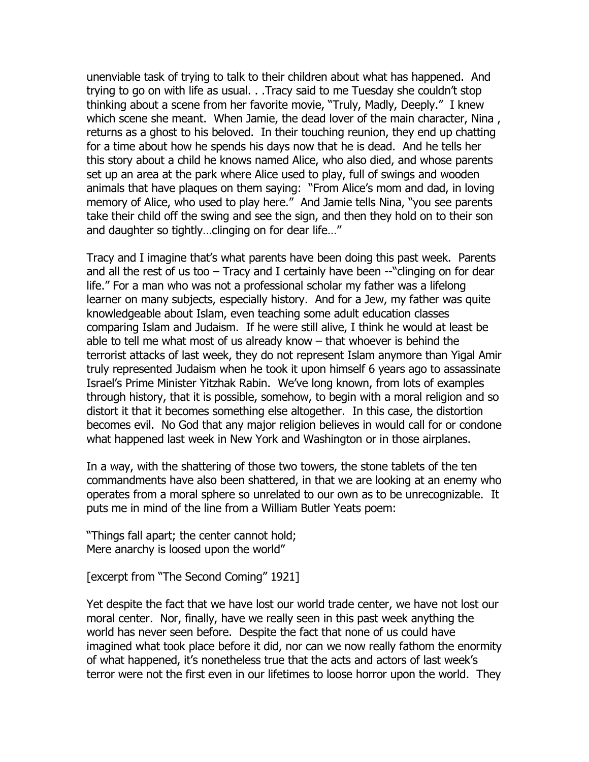unenviable task of trying to talk to their children about what has happened. And trying to go on with life as usual. . .Tracy said to me Tuesday she couldn't stop thinking about a scene from her favorite movie, "Truly, Madly, Deeply." I knew which scene she meant. When Jamie, the dead lover of the main character, Nina , returns as a ghost to his beloved. In their touching reunion, they end up chatting for a time about how he spends his days now that he is dead. And he tells her this story about a child he knows named Alice, who also died, and whose parents set up an area at the park where Alice used to play, full of swings and wooden animals that have plaques on them saying: "From Alice's mom and dad, in loving memory of Alice, who used to play here." And Jamie tells Nina, "you see parents take their child off the swing and see the sign, and then they hold on to their son and daughter so tightly…clinging on for dear life…"

Tracy and I imagine that's what parents have been doing this past week. Parents and all the rest of us too – Tracy and I certainly have been --"clinging on for dear life." For a man who was not a professional scholar my father was a lifelong learner on many subjects, especially history. And for a Jew, my father was quite knowledgeable about Islam, even teaching some adult education classes comparing Islam and Judaism. If he were still alive, I think he would at least be able to tell me what most of us already know – that whoever is behind the terrorist attacks of last week, they do not represent Islam anymore than Yigal Amir truly represented Judaism when he took it upon himself 6 years ago to assassinate Israel's Prime Minister Yitzhak Rabin. We've long known, from lots of examples through history, that it is possible, somehow, to begin with a moral religion and so distort it that it becomes something else altogether. In this case, the distortion becomes evil. No God that any major religion believes in would call for or condone what happened last week in New York and Washington or in those airplanes.

In a way, with the shattering of those two towers, the stone tablets of the ten commandments have also been shattered, in that we are looking at an enemy who operates from a moral sphere so unrelated to our own as to be unrecognizable. It puts me in mind of the line from a William Butler Yeats poem:

"Things fall apart; the center cannot hold;
Mere anarchy is loosed upon the world"

[excerpt from "The Second Coming" 1921]

Yet despite the fact that we have lost our world trade center, we have not lost our moral center. Nor, finally, have we really seen in this past week anything the world has never seen before. Despite the fact that none of us could have imagined what took place before it did, nor can we now really fathom the enormity of what happened, it's nonetheless true that the acts and actors of last week's terror were not the first even in our lifetimes to loose horror upon the world. They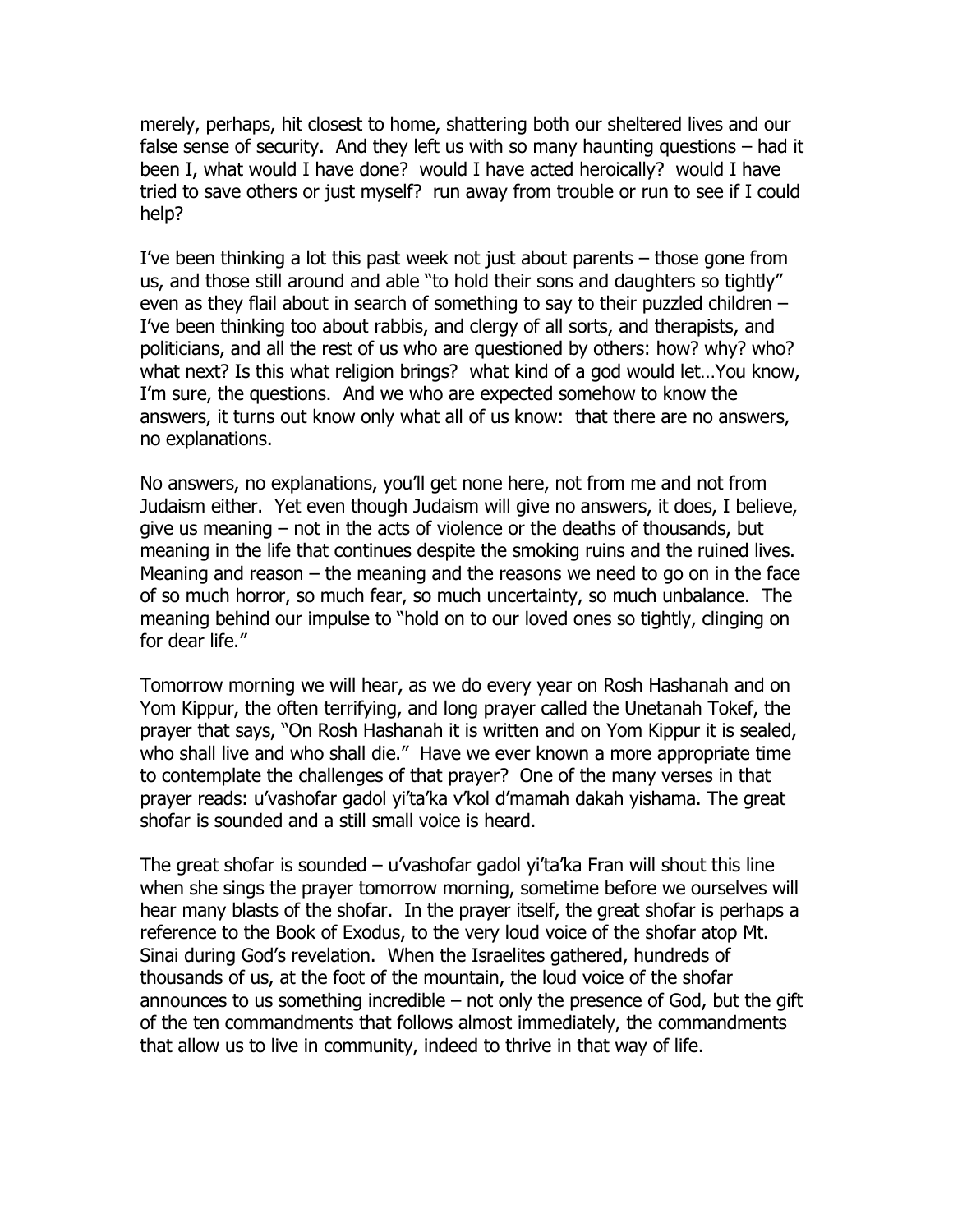merely, perhaps, hit closest to home, shattering both our sheltered lives and our false sense of security. And they left us with so many haunting questions – had it been I, what would I have done? would I have acted heroically? would I have tried to save others or just myself? run away from trouble or run to see if I could help?

I've been thinking a lot this past week not just about parents – those gone from us, and those still around and able "to hold their sons and daughters so tightly" even as they flail about in search of something to say to their puzzled children – I've been thinking too about rabbis, and clergy of all sorts, and therapists, and politicians, and all the rest of us who are questioned by others: how? why? who? what next? Is this what religion brings? what kind of a god would let…You know, I'm sure, the questions. And we who are expected somehow to know the answers, it turns out know only what all of us know: that there are no answers, no explanations.

No answers, no explanations, you'll get none here, not from me and not from Judaism either. Yet even though Judaism will give no answers, it does, I believe, give us meaning – not in the acts of violence or the deaths of thousands, but meaning in the life that continues despite the smoking ruins and the ruined lives. Meaning and reason – the meaning and the reasons we need to go on in the face of so much horror, so much fear, so much uncertainty, so much unbalance. The meaning behind our impulse to "hold on to our loved ones so tightly, clinging on for dear life."

Tomorrow morning we will hear, as we do every year on Rosh Hashanah and on Yom Kippur, the often terrifying, and long prayer called the Unetanah Tokef, the prayer that says, "On Rosh Hashanah it is written and on Yom Kippur it is sealed, who shall live and who shall die." Have we ever known a more appropriate time to contemplate the challenges of that prayer? One of the many verses in that prayer reads: u'vashofar gadol yi'ta'ka v'kol d'mamah dakah yishama. The great shofar is sounded and a still small voice is heard.

The great shofar is sounded – u'vashofar gadol yi'ta'ka Fran will shout this line when she sings the prayer tomorrow morning, sometime before we ourselves will hear many blasts of the shofar. In the prayer itself, the great shofar is perhaps a reference to the Book of Exodus, to the very loud voice of the shofar atop Mt. Sinai during God's revelation. When the Israelites gathered, hundreds of thousands of us, at the foot of the mountain, the loud voice of the shofar announces to us something incredible – not only the presence of God, but the gift of the ten commandments that follows almost immediately, the commandments that allow us to live in community, indeed to thrive in that way of life.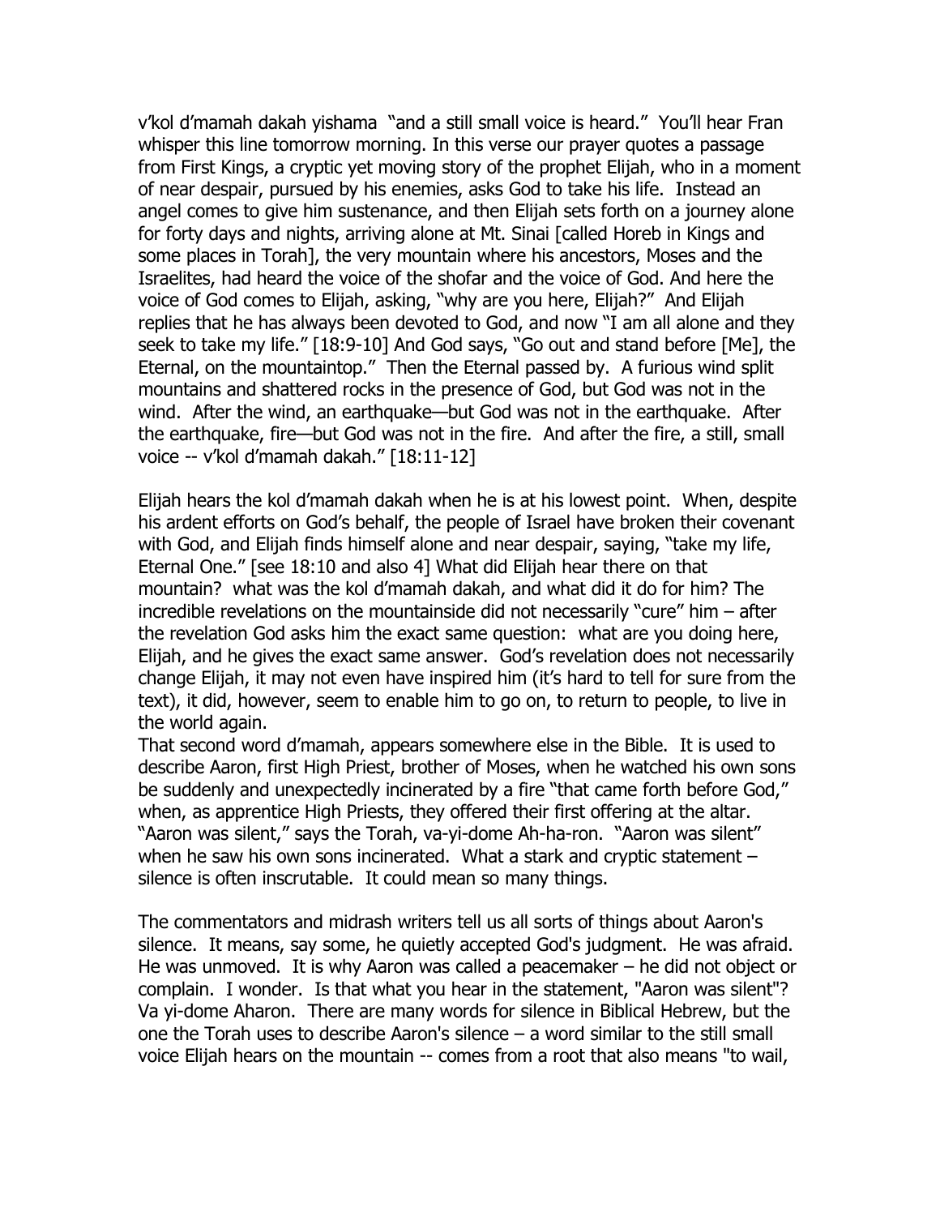v'kol d'mamah dakah yishama "and a still small voice is heard." You'll hear Fran whisper this line tomorrow morning. In this verse our prayer quotes a passage from First Kings, a cryptic yet moving story of the prophet Elijah, who in a moment of near despair, pursued by his enemies, asks God to take his life. Instead an angel comes to give him sustenance, and then Elijah sets forth on a journey alone for forty days and nights, arriving alone at Mt. Sinai [called Horeb in Kings and some places in Torah], the very mountain where his ancestors, Moses and the Israelites, had heard the voice of the shofar and the voice of God. And here the voice of God comes to Elijah, asking, "why are you here, Elijah?" And Elijah replies that he has always been devoted to God, and now "I am all alone and they seek to take my life." [18:9-10] And God says, "Go out and stand before [Me], the Eternal, on the mountaintop." Then the Eternal passed by. A furious wind split mountains and shattered rocks in the presence of God, but God was not in the wind. After the wind, an earthquake—but God was not in the earthquake. After the earthquake, fire—but God was not in the fire. And after the fire, a still, small voice -- v'kol d'mamah dakah." [18:11-12]

Elijah hears the kol d'mamah dakah when he is at his lowest point. When, despite his ardent efforts on God's behalf, the people of Israel have broken their covenant with God, and Elijah finds himself alone and near despair, saying, "take my life, Eternal One." [see 18:10 and also 4] What did Elijah hear there on that mountain? what was the kol d'mamah dakah, and what did it do for him? The incredible revelations on the mountainside did not necessarily "cure" him – after the revelation God asks him the exact same question: what are you doing here, Elijah, and he gives the exact same answer. God's revelation does not necessarily change Elijah, it may not even have inspired him (it's hard to tell for sure from the text), it did, however, seem to enable him to go on, to return to people, to live in the world again.

That second word d'mamah, appears somewhere else in the Bible. It is used to describe Aaron, first High Priest, brother of Moses, when he watched his own sons be suddenly and unexpectedly incinerated by a fire "that came forth before God," when, as apprentice High Priests, they offered their first offering at the altar. "Aaron was silent," says the Torah, va-yi-dome Ah-ha-ron. "Aaron was silent" when he saw his own sons incinerated. What a stark and cryptic statement – silence is often inscrutable. It could mean so many things.

The commentators and midrash writers tell us all sorts of things about Aaron's silence. It means, say some, he quietly accepted God's judgment. He was afraid. He was unmoved. It is why Aaron was called a peacemaker – he did not object or complain. I wonder. Is that what you hear in the statement, "Aaron was silent"? Va yi-dome Aharon. There are many words for silence in Biblical Hebrew, but the one the Torah uses to describe Aaron's silence – a word similar to the still small voice Elijah hears on the mountain -- comes from a root that also means "to wail,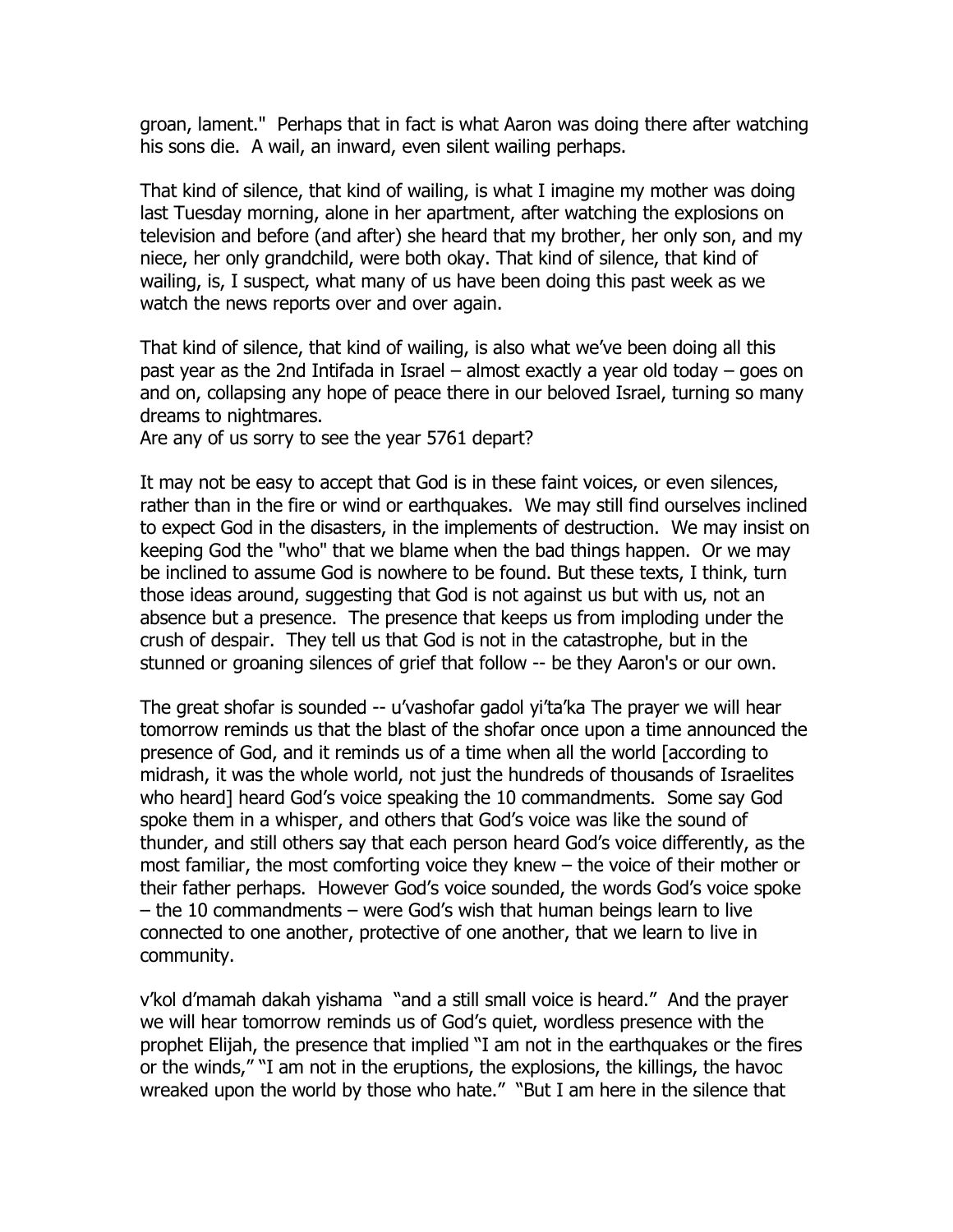groan, lament." Perhaps that in fact is what Aaron was doing there after watching his sons die. A wail, an inward, even silent wailing perhaps.

That kind of silence, that kind of wailing, is what I imagine my mother was doing last Tuesday morning, alone in her apartment, after watching the explosions on television and before (and after) she heard that my brother, her only son, and my niece, her only grandchild, were both okay. That kind of silence, that kind of wailing, is, I suspect, what many of us have been doing this past week as we watch the news reports over and over again.

That kind of silence, that kind of wailing, is also what we've been doing all this past year as the 2nd Intifada in Israel – almost exactly a year old today – goes on and on, collapsing any hope of peace there in our beloved Israel, turning so many dreams to nightmares.
Are any of us sorry to see the year 5761 depart?

It may not be easy to accept that God is in these faint voices, or even silences, rather than in the fire or wind or earthquakes. We may still find ourselves inclined to expect God in the disasters, in the implements of destruction. We may insist on keeping God the "who" that we blame when the bad things happen. Or we may be inclined to assume God is nowhere to be found. But these texts, I think, turn those ideas around, suggesting that God is not against us but with us, not an absence but a presence. The presence that keeps us from imploding under the crush of despair. They tell us that God is not in the catastrophe, but in the stunned or groaning silences of grief that follow -- be they Aaron's or our own.

The great shofar is sounded -- u'vashofar gadol yi'ta'ka The prayer we will hear tomorrow reminds us that the blast of the shofar once upon a time announced the presence of God, and it reminds us of a time when all the world [according to midrash, it was the whole world, not just the hundreds of thousands of Israelites who heard] heard God's voice speaking the 10 commandments. Some say God spoke them in a whisper, and others that God's voice was like the sound of thunder, and still others say that each person heard God's voice differently, as the most familiar, the most comforting voice they knew – the voice of their mother or their father perhaps. However God's voice sounded, the words God's voice spoke – the 10 commandments – were God's wish that human beings learn to live connected to one another, protective of one another, that we learn to live in community.

v'kol d'mamah dakah yishama "and a still small voice is heard." And the prayer we will hear tomorrow reminds us of God's quiet, wordless presence with the prophet Elijah, the presence that implied "I am not in the earthquakes or the fires or the winds," "I am not in the eruptions, the explosions, the killings, the havoc wreaked upon the world by those who hate." "But I am here in the silence that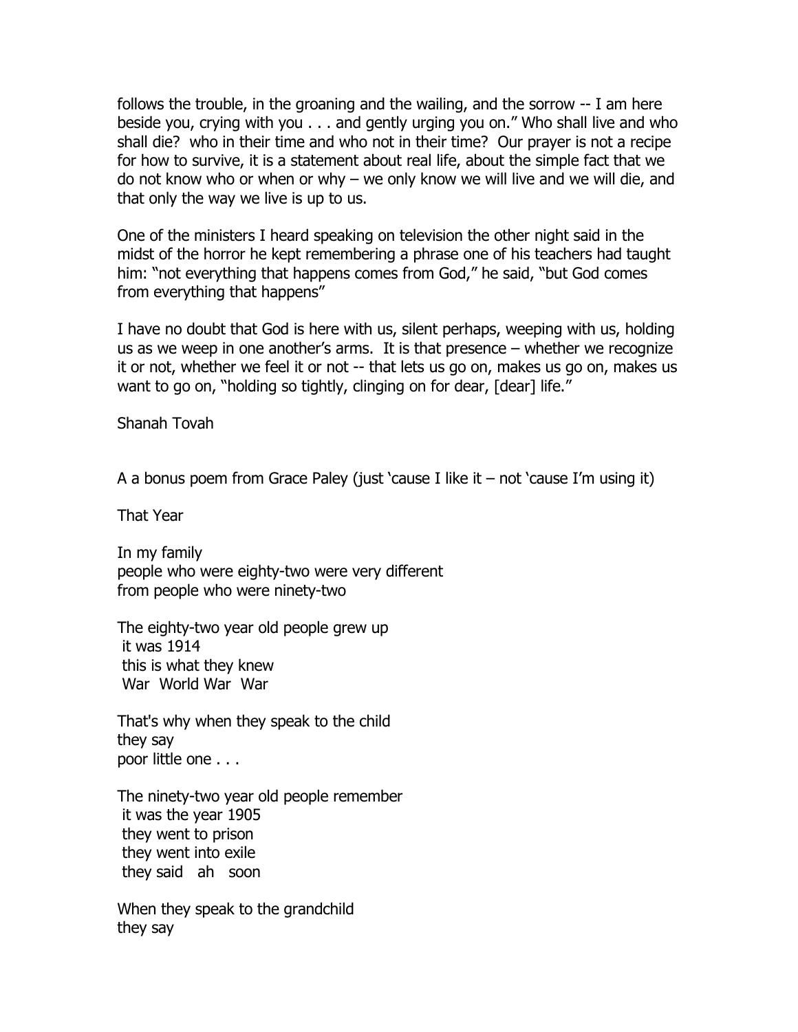follows the trouble, in the groaning and the wailing, and the sorrow -- I am here beside you, crying with you . . . and gently urging you on." Who shall live and who shall die? who in their time and who not in their time? Our prayer is not a recipe for how to survive, it is a statement about real life, about the simple fact that we do not know who or when or why – we only know we will live and we will die, and that only the way we live is up to us.

One of the ministers I heard speaking on television the other night said in the midst of the horror he kept remembering a phrase one of his teachers had taught him: "not everything that happens comes from God," he said, "but God comes from everything that happens"

I have no doubt that God is here with us, silent perhaps, weeping with us, holding us as we weep in one another's arms. It is that presence – whether we recognize it or not, whether we feel it or not -- that lets us go on, makes us go on, makes us want to go on, "holding so tightly, clinging on for dear, [dear] life."

Shanah Tovah

A a bonus poem from Grace Paley (just 'cause I like it – not 'cause I'm using it)

That Year

In my family  
people who were eighty-two were very different  
from people who were ninety-two

The eighty-two year old people grew up  
 it was 1914  
 this is what they knew  
 War  World War  War

That's why when they speak to the child  
they say  
poor little one . . .

The ninety-two year old people remember  
 it was the year 1905  
 they went to prison  
 they went into exile  
 they said  ah  soon

When they speak to the grandchild  
they say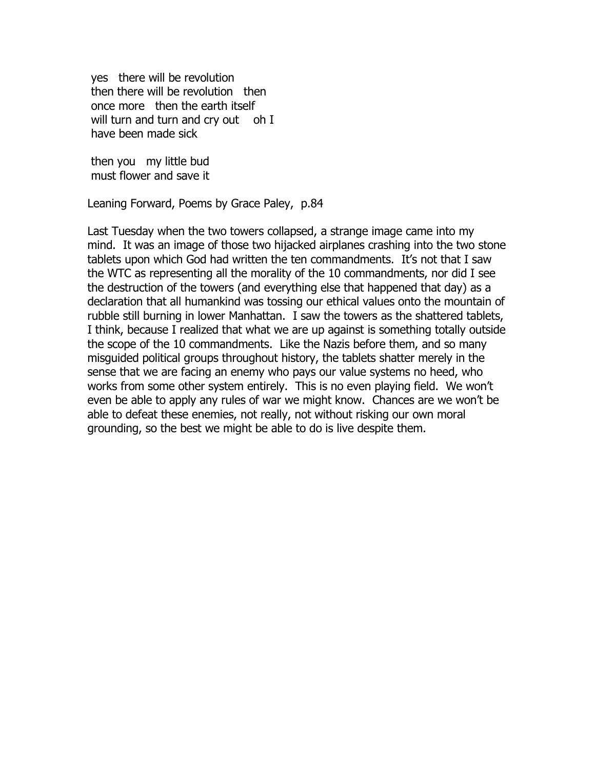yes   there will be revolution  
then there will be revolution   then  
once more   then the earth itself  
will turn and turn and cry out    oh I  
have been made sick

then you   my little bud  
must flower and save it

Leaning Forward, Poems by Grace Paley, p.84

Last Tuesday when the two towers collapsed, a strange image came into my mind. It was an image of those two hijacked airplanes crashing into the two stone tablets upon which God had written the ten commandments. It's not that I saw the WTC as representing all the morality of the 10 commandments, nor did I see the destruction of the towers (and everything else that happened that day) as a declaration that all humankind was tossing our ethical values onto the mountain of rubble still burning in lower Manhattan. I saw the towers as the shattered tablets, I think, because I realized that what we are up against is something totally outside the scope of the 10 commandments. Like the Nazis before them, and so many misguided political groups throughout history, the tablets shatter merely in the sense that we are facing an enemy who pays our value systems no heed, who works from some other system entirely. This is no even playing field. We won't even be able to apply any rules of war we might know. Chances are we won't be able to defeat these enemies, not really, not without risking our own moral grounding, so the best we might be able to do is live despite them.